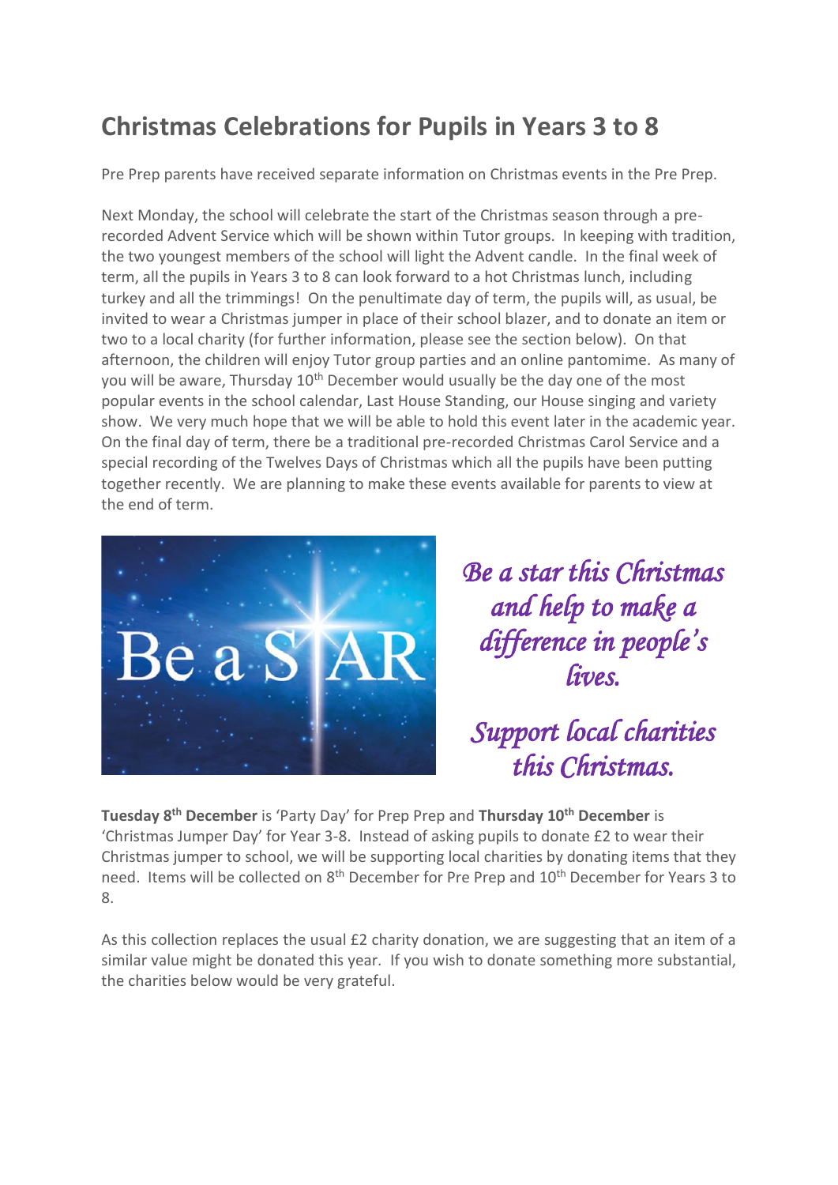# Christmas Celebrations for Pupils in Years 3 to 8

Pre Prep parents have received separate information on Christmas events in the Pre Prep.

Next Monday, the school will celebrate the start of the Christmas season through a pre-recorded Advent Service which will be shown within Tutor groups. In keeping with tradition, the two youngest members of the school will light the Advent candle. In the final week of term, all the pupils in Years 3 to 8 can look forward to a hot Christmas lunch, including turkey and all the trimmings! On the penultimate day of term, the pupils will, as usual, be invited to wear a Christmas jumper in place of their school blazer, and to donate an item or two to a local charity (for further information, please see the section below). On that afternoon, the children will enjoy Tutor group parties and an online pantomime. As many of you will be aware, Thursday 10th December would usually be the day one of the most popular events in the school calendar, Last House Standing, our House singing and variety show. We very much hope that we will be able to hold this event later in the academic year. On the final day of term, there be a traditional pre-recorded Christmas Carol Service and a special recording of the Twelves Days of Christmas which all the pupils have been putting together recently. We are planning to make these events available for parents to view at the end of term.

Be a STAR

*Be a star this Christmas and help to make a difference in people's lives.*

*Support local charities this Christmas.*

**Tuesday 8th December** is 'Party Day' for Prep Prep and **Thursday 10th December** is 'Christmas Jumper Day' for Year 3-8. Instead of asking pupils to donate £2 to wear their Christmas jumper to school, we will be supporting local charities by donating items that they need. Items will be collected on 8th December for Pre Prep and 10th December for Years 3 to 8.

As this collection replaces the usual £2 charity donation, we are suggesting that an item of a similar value might be donated this year. If you wish to donate something more substantial, the charities below would be very grateful.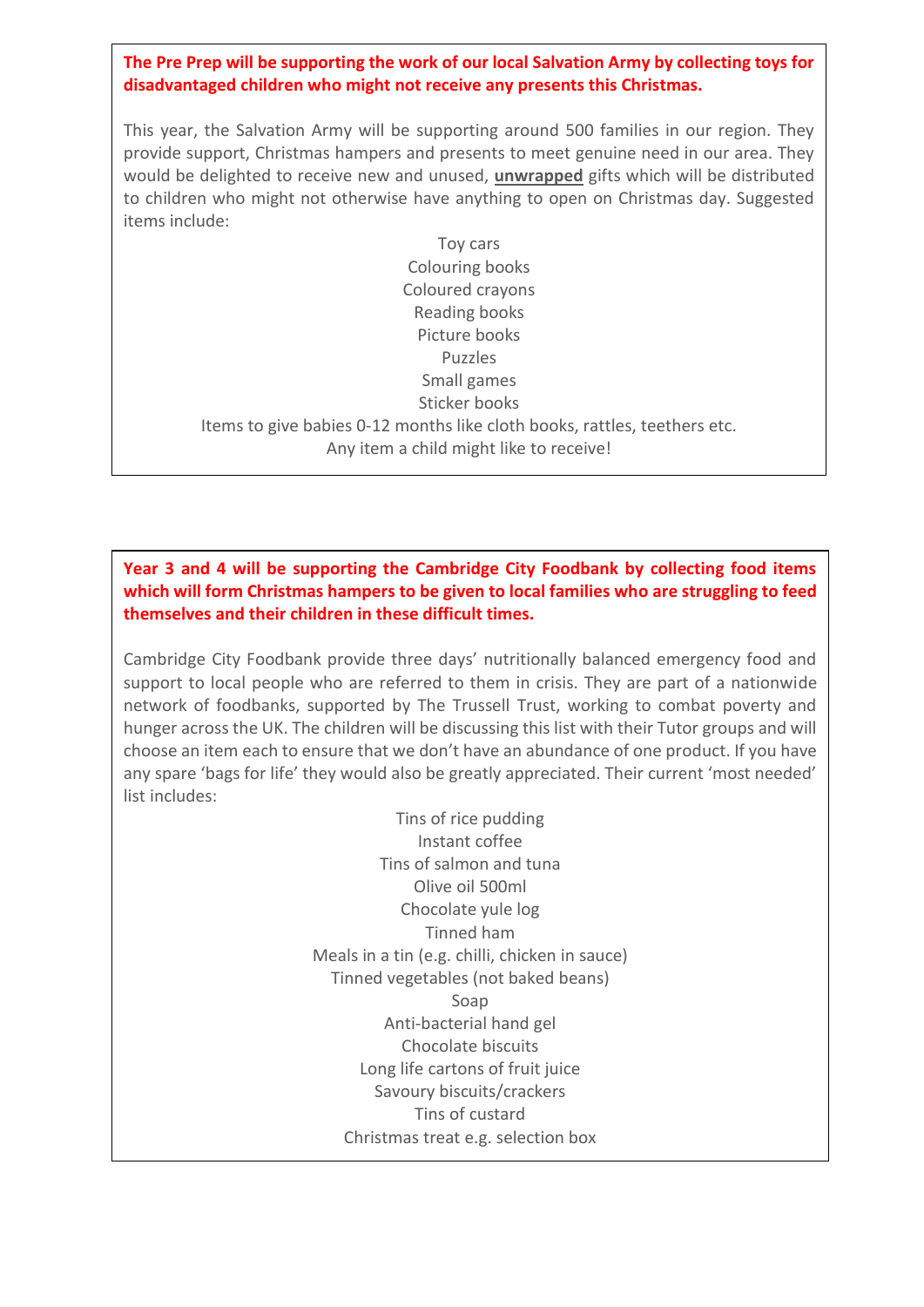**The Pre Prep will be supporting the work of our local Salvation Army by collecting toys for disadvantaged children who might not receive any presents this Christmas.**

This year, the Salvation Army will be supporting around 500 families in our region. They provide support, Christmas hampers and presents to meet genuine need in our area. They would be delighted to receive new and unused, **unwrapped** gifts which will be distributed to children who might not otherwise have anything to open on Christmas day. Suggested items include:

Toy cars  
Colouring books  
Coloured crayons  
Reading books  
Picture books  
Puzzles  
Small games  
Sticker books  
Items to give babies 0-12 months like cloth books, rattles, teethers etc.  
Any item a child might like to receive!

**Year 3 and 4 will be supporting the Cambridge City Foodbank by collecting food items which will form Christmas hampers to be given to local families who are struggling to feed themselves and their children in these difficult times.**

Cambridge City Foodbank provide three days' nutritionally balanced emergency food and support to local people who are referred to them in crisis. They are part of a nationwide network of foodbanks, supported by The Trussell Trust, working to combat poverty and hunger across the UK. The children will be discussing this list with their Tutor groups and will choose an item each to ensure that we don't have an abundance of one product. If you have any spare 'bags for life' they would also be greatly appreciated. Their current 'most needed' list includes:

Tins of rice pudding  
Instant coffee  
Tins of salmon and tuna  
Olive oil 500ml  
Chocolate yule log  
Tinned ham  
Meals in a tin (e.g. chilli, chicken in sauce)  
Tinned vegetables (not baked beans)  
Soap  
Anti-bacterial hand gel  
Chocolate biscuits  
Long life cartons of fruit juice  
Savoury biscuits/crackers  
Tins of custard  
Christmas treat e.g. selection box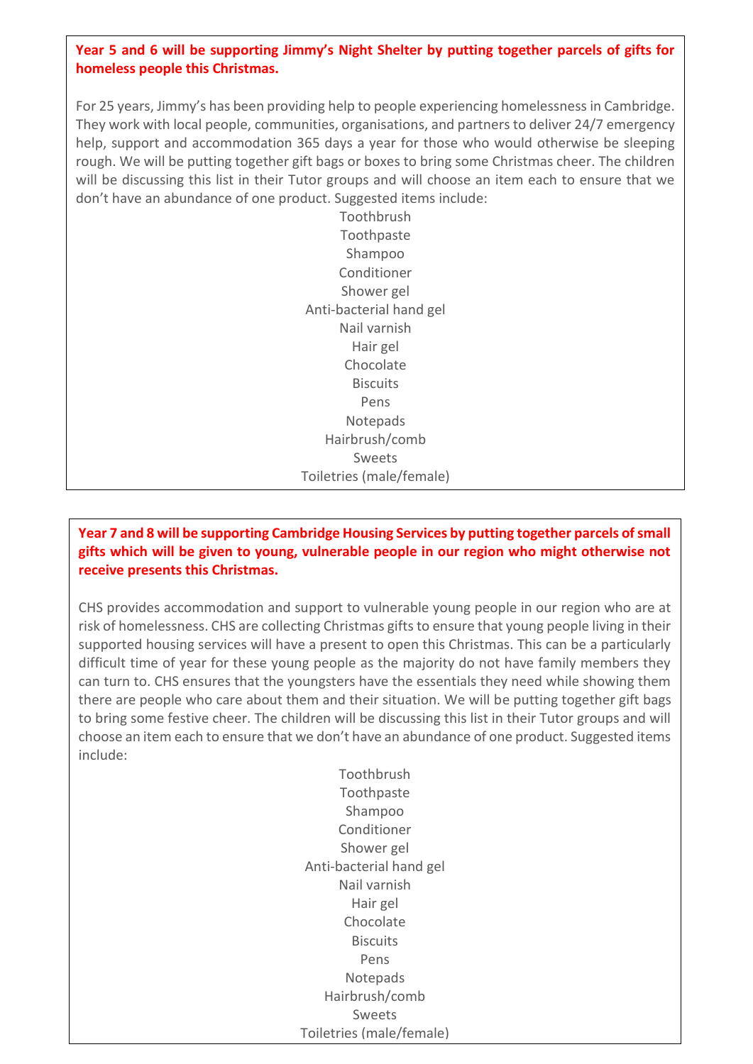**Year 5 and 6 will be supporting Jimmy's Night Shelter by putting together parcels of gifts for homeless people this Christmas.**

For 25 years, Jimmy's has been providing help to people experiencing homelessness in Cambridge. They work with local people, communities, organisations, and partners to deliver 24/7 emergency help, support and accommodation 365 days a year for those who would otherwise be sleeping rough. We will be putting together gift bags or boxes to bring some Christmas cheer. The children will be discussing this list in their Tutor groups and will choose an item each to ensure that we don't have an abundance of one product. Suggested items include:

Toothbrush
Toothpaste
Shampoo
Conditioner
Shower gel
Anti-bacterial hand gel
Nail varnish
Hair gel
Chocolate
Biscuits
Pens
Notepads
Hairbrush/comb
Sweets
Toiletries (male/female)

**Year 7 and 8 will be supporting Cambridge Housing Services by putting together parcels of small gifts which will be given to young, vulnerable people in our region who might otherwise not receive presents this Christmas.**

CHS provides accommodation and support to vulnerable young people in our region who are at risk of homelessness. CHS are collecting Christmas gifts to ensure that young people living in their supported housing services will have a present to open this Christmas. This can be a particularly difficult time of year for these young people as the majority do not have family members they can turn to. CHS ensures that the youngsters have the essentials they need while showing them there are people who care about them and their situation. We will be putting together gift bags to bring some festive cheer. The children will be discussing this list in their Tutor groups and will choose an item each to ensure that we don't have an abundance of one product. Suggested items include:

Toothbrush
Toothpaste
Shampoo
Conditioner
Shower gel
Anti-bacterial hand gel
Nail varnish
Hair gel
Chocolate
Biscuits
Pens
Notepads
Hairbrush/comb
Sweets
Toiletries (male/female)